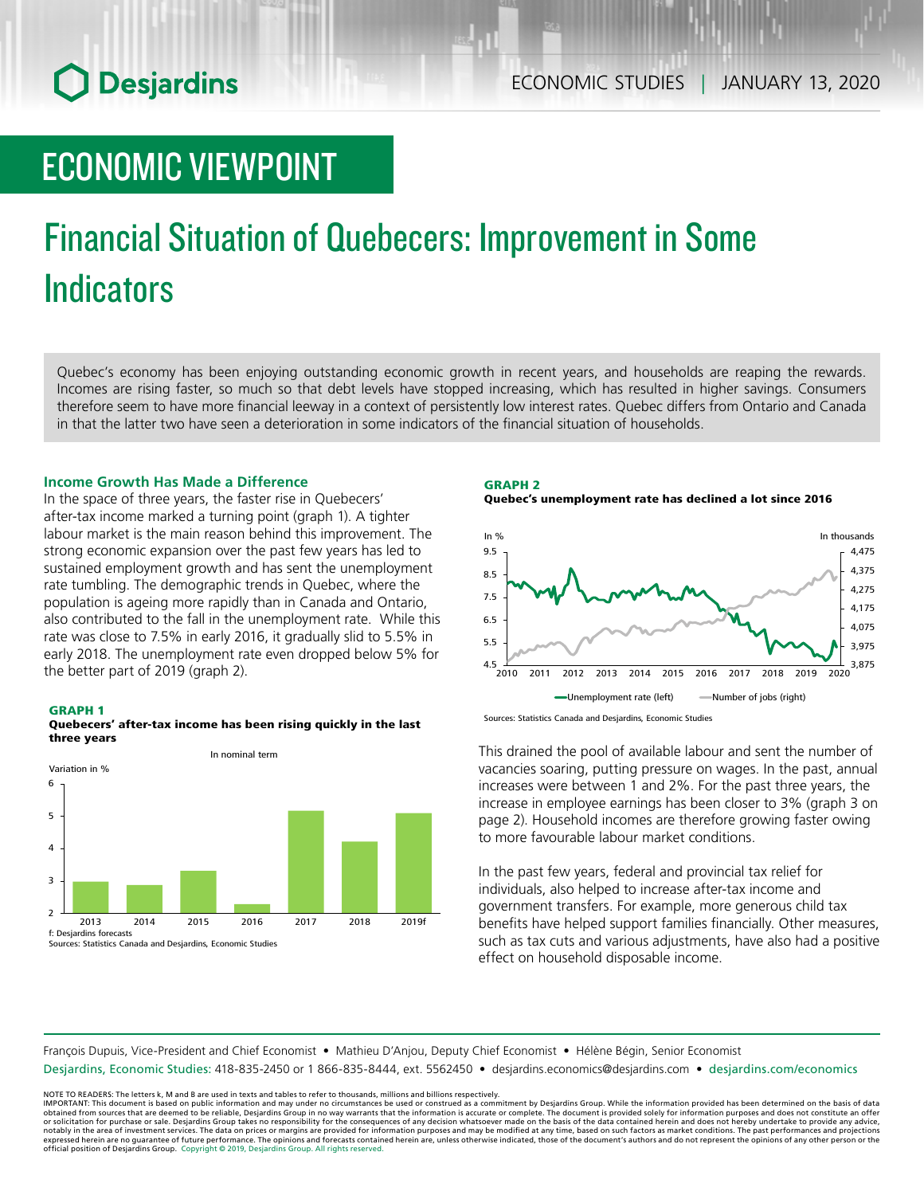ECONOMIC STUDIES | JANUARY 13, 2020

# ECONOMIC VIEWPOINT

# Financial Situation of Quebecers: Improvement in Some Indicators

Quebec's economy has been enjoying outstanding economic growth in recent years, and households are reaping the rewards. Incomes are rising faster, so much so that debt levels have stopped increasing, which has resulted in higher savings. Consumers therefore seem to have more financial leeway in a context of persistently low interest rates. Quebec differs from Ontario and Canada in that the latter two have seen a deterioration in some indicators of the financial situation of households.

### Income Growth Has Made a Difference

In the space of three years, the faster rise in Quebecers' after-tax income marked a turning point (graph 1). A tighter labour market is the main reason behind this improvement. The strong economic expansion over the past few years has led to sustained employment growth and has sent the unemployment rate tumbling. The demographic trends in Quebec, where the population is ageing more rapidly than in Canada and Ontario, also contributed to the fall in the unemployment rate. While this rate was close to 7.5% in early 2016, it gradually slid to 5.5% in early 2018. The unemployment rate even dropped below 5% for the better part of 2019 (graph 2).

**GRAPH 1**
**Quebecers' after-tax income has been rising quickly in the last three years**

In nominal term

Variation in %

f: Desjardins forecasts
Sources: Statistics Canada and Desjardins, Economic Studies

**GRAPH 2**
**Quebec's unemployment rate has declined a lot since 2016**

Unemployment rate (left) — Number of jobs (right)

Sources: Statistics Canada and Desjardins, Economic Studies

This drained the pool of available labour and sent the number of vacancies soaring, putting pressure on wages. In the past, annual increases were between 1 and 2%. For the past three years, the increase in employee earnings has been closer to 3% (graph 3 on page 2). Household incomes are therefore growing faster owing to more favourable labour market conditions.

In the past few years, federal and provincial tax relief for individuals, also helped to increase after-tax income and government transfers. For example, more generous child tax benefits have helped support families financially. Other measures, such as tax cuts and various adjustments, have also had a positive effect on household disposable income.

François Dupuis, Vice-President and Chief Economist • Mathieu D'Anjou, Deputy Chief Economist • Hélène Bégin, Senior Economist
Desjardins, Economic Studies: 418-835-2450 or 1 866-835-8444, ext. 5562450 • desjardins.economics@desjardins.com • desjardins.com/economics

NOTE TO READERS: The letters k, M and B are used in texts and tables to refer to thousands, millions and billions respectively.
IMPORTANT: This document is based on public information and may under no circumstances be used or construed as a commitment by Desjardins Group. While the information provided has been determined on the basis of data obtained from sources that are deemed to be reliable, Desjardins Group in no way warrants that the information is accurate or complete. The document is provided solely for information purposes and does not constitute an offer or solicitation for purchase or sale. Desjardins Group takes no responsibility for the consequences of any decision whatsoever made on the basis of the data contained herein and does not hereby undertake to provide any advice, notably in the area of investment services. The data on prices or margins are provided for information purposes and may be modified at any time, based on such factors as market conditions. The past performances and projections expressed herein are no guarantee of future performance. The opinions and forecasts contained herein are, unless otherwise indicated, those of the document's authors and do not represent the opinions of any other person or the official position of Desjardins Group. Copyright © 2019, Desjardins Group. All rights reserved.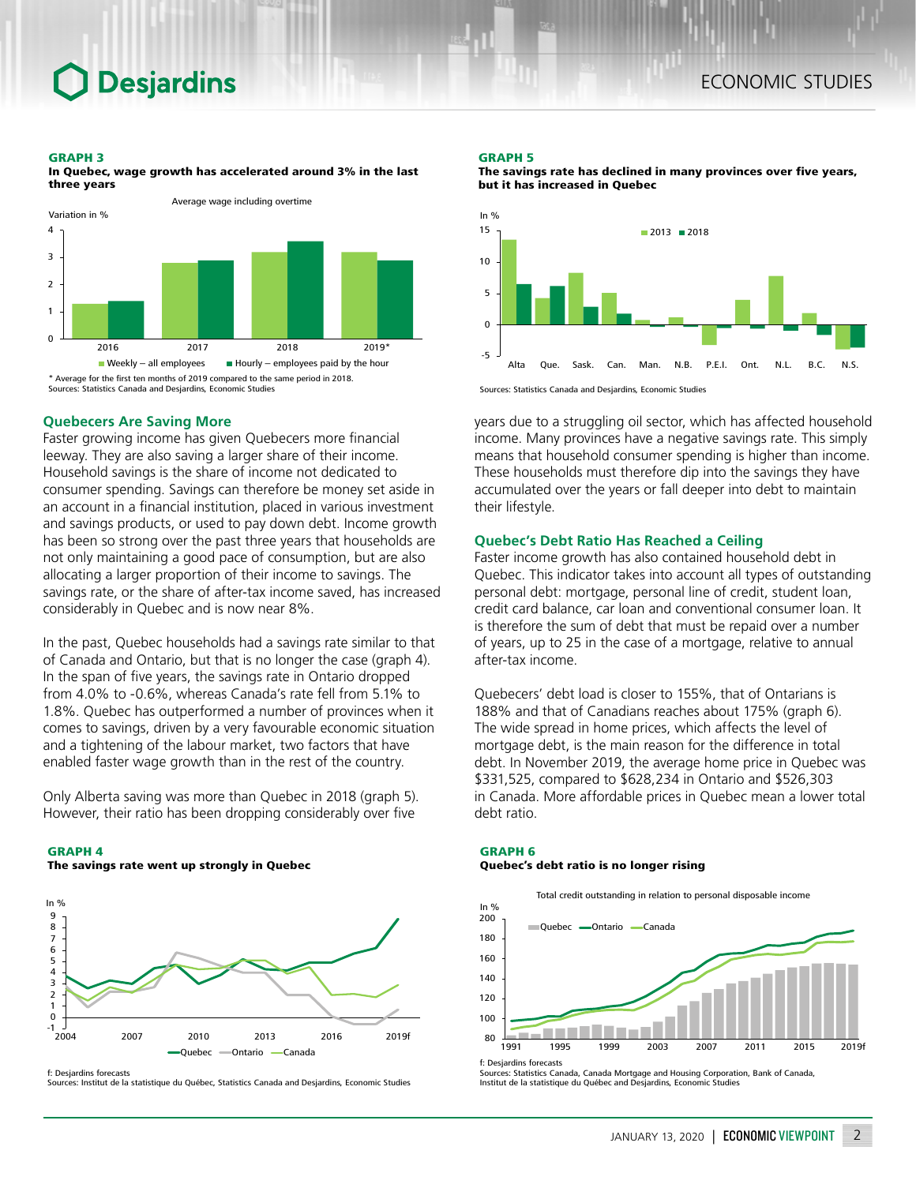**GRAPH 3**
**In Quebec, wage growth has accelerated around 3% in the last three years**

Average wage including overtime

* Average for the first ten months of 2019 compared to the same period in 2018.
Sources: Statistics Canada and Desjardins, Economic Studies

### Quebecers Are Saving More

Faster growing income has given Quebecers more financial leeway. They are also saving a larger share of their income. Household savings is the share of income not dedicated to consumer spending. Savings can therefore be money set aside in an account in a financial institution, placed in various investment and savings products, or used to pay down debt. Income growth has been so strong over the past three years that households are not only maintaining a good pace of consumption, but are also allocating a larger proportion of their income to savings. The savings rate, or the share of after-tax income saved, has increased considerably in Quebec and is now near 8%.

In the past, Quebec households had a savings rate similar to that of Canada and Ontario, but that is no longer the case (graph 4). In the span of five years, the savings rate in Ontario dropped from 4.0% to -0.6%, whereas Canada's rate fell from 5.1% to 1.8%. Quebec has outperformed a number of provinces when it comes to savings, driven by a very favourable economic situation and a tightening of the labour market, two factors that have enabled faster wage growth than in the rest of the country.

Only Alberta saving was more than Quebec in 2018 (graph 5). However, their ratio has been dropping considerably over five years due to a struggling oil sector, which has affected household income. Many provinces have a negative savings rate. This simply means that household consumer spending is higher than income. These households must therefore dip into the savings they have accumulated over the years or fall deeper into debt to maintain their lifestyle.

**GRAPH 4**
**The savings rate went up strongly in Quebec**

f: Desjardins forecasts
Sources: Institut de la statistique du Québec, Statistics Canada and Desjardins, Economic Studies

**GRAPH 5**
**The savings rate has declined in many provinces over five years, but it has increased in Quebec**

Sources: Statistics Canada and Desjardins, Economic Studies

### Quebec's Debt Ratio Has Reached a Ceiling

Faster income growth has also contained household debt in Quebec. This indicator takes into account all types of outstanding personal debt: mortgage, personal line of credit, student loan, credit card balance, car loan and conventional consumer loan. It is therefore the sum of debt that must be repaid over a number of years, up to 25 in the case of a mortgage, relative to annual after-tax income.

Quebecers' debt load is closer to 155%, that of Ontarians is 188% and that of Canadians reaches about 175% (graph 6). The wide spread in home prices, which affects the level of mortgage debt, is the main reason for the difference in total debt. In November 2019, the average home price in Quebec was $331,525, compared to $628,234 in Ontario and $526,303 in Canada. More affordable prices in Quebec mean a lower total debt ratio.

**GRAPH 6**
**Quebec's debt ratio is no longer rising**

Total credit outstanding in relation to personal disposable income

f: Desjardins forecasts
Sources: Statistics Canada, Canada Mortgage and Housing Corporation, Bank of Canada, Institut de la statistique du Québec and Desjardins, Economic Studies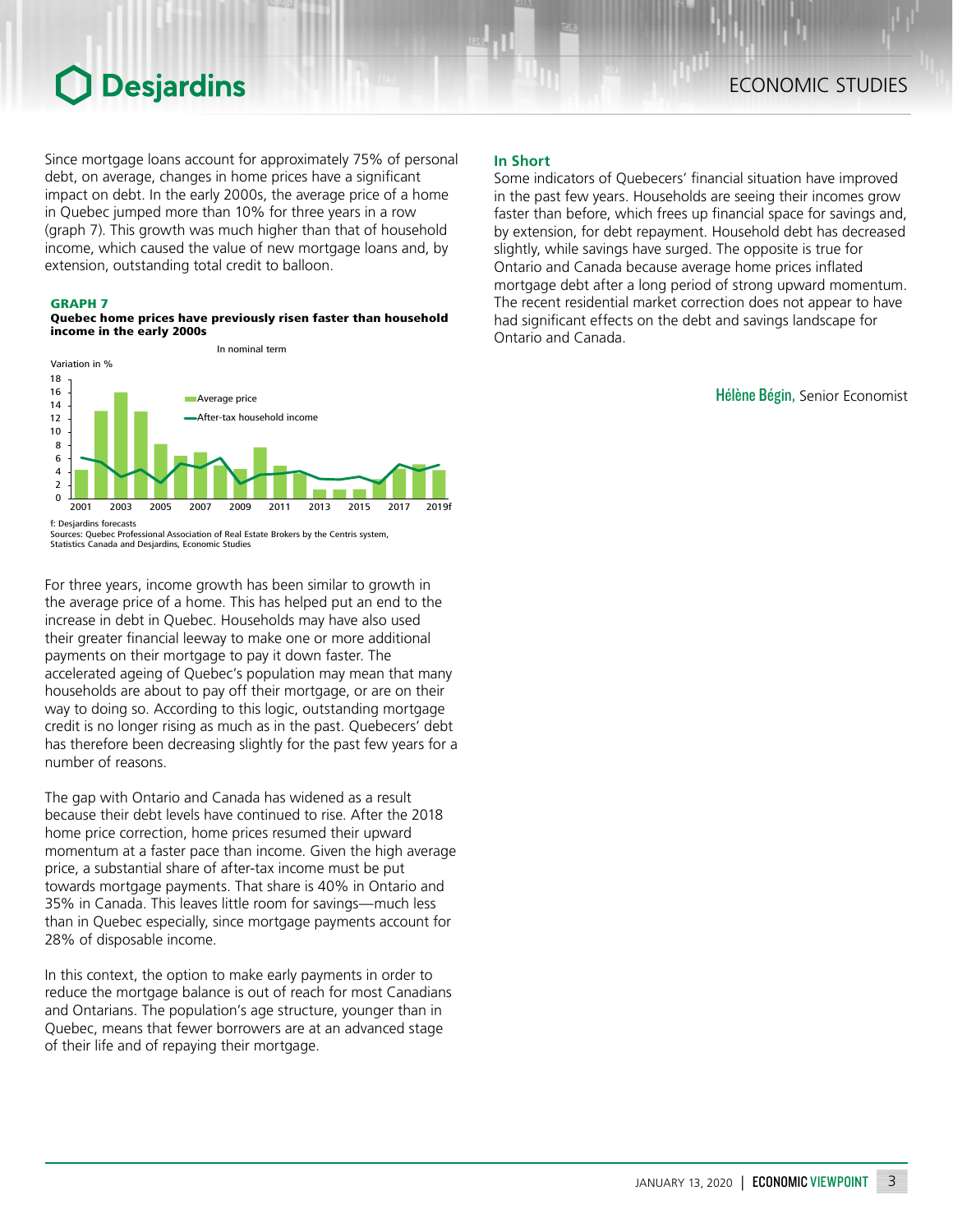Since mortgage loans account for approximately 75% of personal debt, on average, changes in home prices have a significant impact on debt. In the early 2000s, the average price of a home in Quebec jumped more than 10% for three years in a row (graph 7). This growth was much higher than that of household income, which caused the value of new mortgage loans and, by extension, outstanding total credit to balloon.

**GRAPH 7**
**Quebec home prices have previously risen faster than household income in the early 2000s**

In nominal term

Variation in %

18
16
14
12
10
8
6
4
2
0

2001 2003 2005 2007 2009 2011 2013 2015 2017 2019f

Average price
After-tax household income

f: Desjardins forecasts
Sources: Quebec Professional Association of Real Estate Brokers by the Centris system, Statistics Canada and Desjardins, Economic Studies

For three years, income growth has been similar to growth in the average price of a home. This has helped put an end to the increase in debt in Quebec. Households may have also used their greater financial leeway to make one or more additional payments on their mortgage to pay it down faster. The accelerated ageing of Quebec's population may mean that many households are about to pay off their mortgage, or are on their way to doing so. According to this logic, outstanding mortgage credit is no longer rising as much as in the past. Quebecers' debt has therefore been decreasing slightly for the past few years for a number of reasons.

The gap with Ontario and Canada has widened as a result because their debt levels have continued to rise. After the 2018 home price correction, home prices resumed their upward momentum at a faster pace than income. Given the high average price, a substantial share of after-tax income must be put towards mortgage payments. That share is 40% in Ontario and 35% in Canada. This leaves little room for savings—much less than in Quebec especially, since mortgage payments account for 28% of disposable income.

In this context, the option to make early payments in order to reduce the mortgage balance is out of reach for most Canadians and Ontarians. The population's age structure, younger than in Quebec, means that fewer borrowers are at an advanced stage of their life and of repaying their mortgage.

## In Short

Some indicators of Quebecers' financial situation have improved in the past few years. Households are seeing their incomes grow faster than before, which frees up financial space for savings and, by extension, for debt repayment. Household debt has decreased slightly, while savings have surged. The opposite is true for Ontario and Canada because average home prices inflated mortgage debt after a long period of strong upward momentum. The recent residential market correction does not appear to have had significant effects on the debt and savings landscape for Ontario and Canada.

Hélène Bégin, Senior Economist